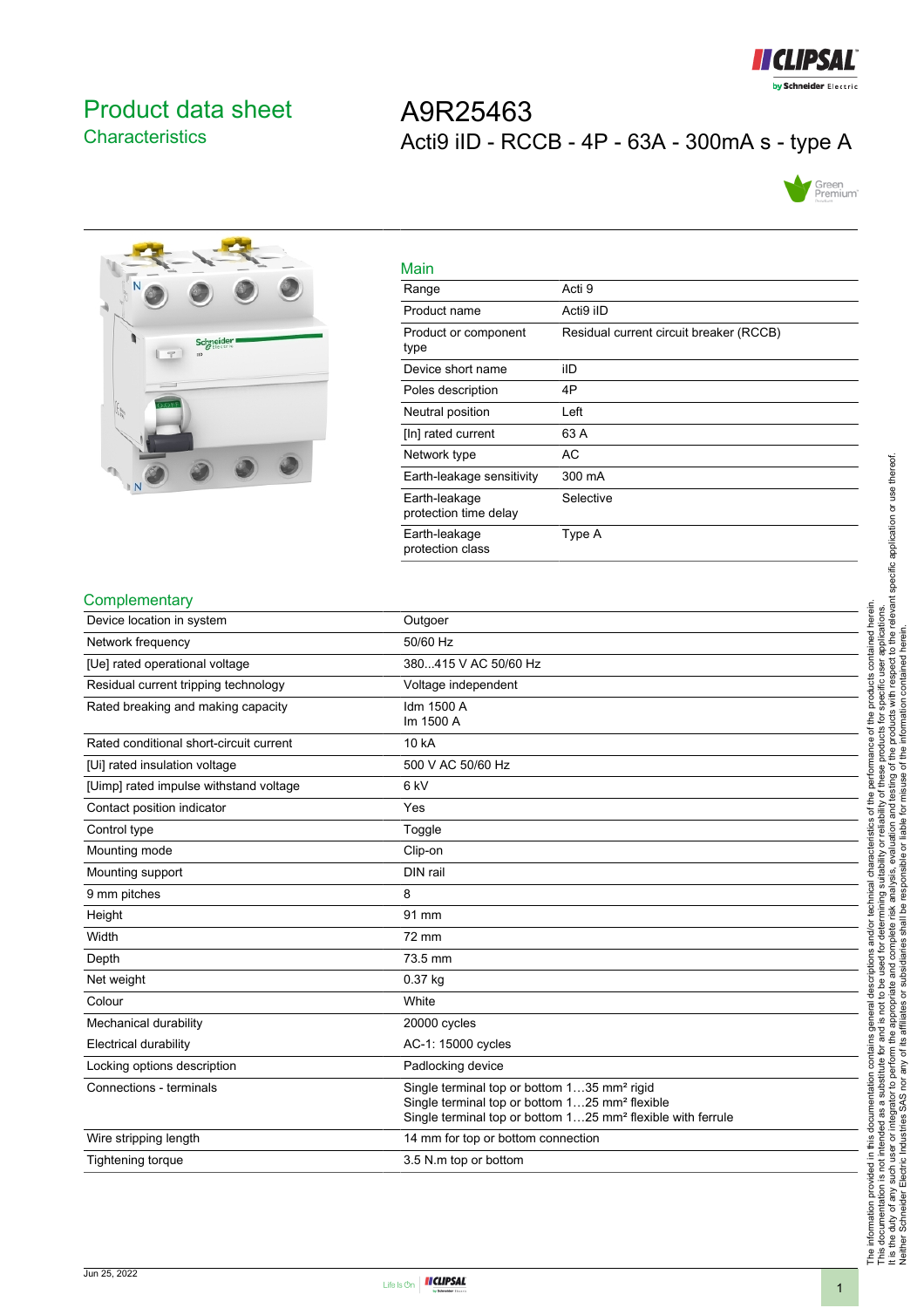# Product data sheet
## Characteristics

# A9R25463
## Acti9 iID - RCCB - 4P - 63A - 300mA s - type A

### Main

| | |
|---|---|
| Range | Acti 9 |
| Product name | Acti9 iID |
| Product or component type | Residual current circuit breaker (RCCB) |
| Device short name | iID |
| Poles description | 4P |
| Neutral position | Left |
| [In] rated current | 63 A |
| Network type | AC |
| Earth-leakage sensitivity | 300 mA |
| Earth-leakage protection time delay | Selective |
| Earth-leakage protection class | Type A |

### Complementary

| | |
|---|---|
| Device location in system | Outgoer |
| Network frequency | 50/60 Hz |
| [Ue] rated operational voltage | 380...415 V AC 50/60 Hz |
| Residual current tripping technology | Voltage independent |
| Rated breaking and making capacity | Idm 1500 A<br>Im 1500 A |
| Rated conditional short-circuit current | 10 kA |
| [Ui] rated insulation voltage | 500 V AC 50/60 Hz |
| [Uimp] rated impulse withstand voltage | 6 kV |
| Contact position indicator | Yes |
| Control type | Toggle |
| Mounting mode | Clip-on |
| Mounting support | DIN rail |
| 9 mm pitches | 8 |
| Height | 91 mm |
| Width | 72 mm |
| Depth | 73.5 mm |
| Net weight | 0.37 kg |
| Colour | White |
| Mechanical durability | 20000 cycles |
| Electrical durability | AC-1: 15000 cycles |
| Locking options description | Padlocking device |
| Connections - terminals | Single terminal top or bottom 1…35 mm² rigid<br>Single terminal top or bottom 1…25 mm² flexible<br>Single terminal top or bottom 1…25 mm² flexible with ferrule |
| Wire stripping length | 14 mm for top or bottom connection |
| Tightening torque | 3.5 N.m top or bottom |

The information provided in this documentation contains general descriptions and/or technical characteristics of the performance of the products contained herein. This documentation is not intended as a substitute for and is not to be used for determining suitability or reliability of these products for specific user applications. It is the duty of any such user or integrator to perform the appropriate and complete risk analysis, evaluation and testing of the products with respect to the relevant specific application or use thereof. Neither Schneider Electric Industries SAS nor any of its affiliates or subsidiaries shall be responsible or liable for misuse of the information contained herein.

Jun 25, 2022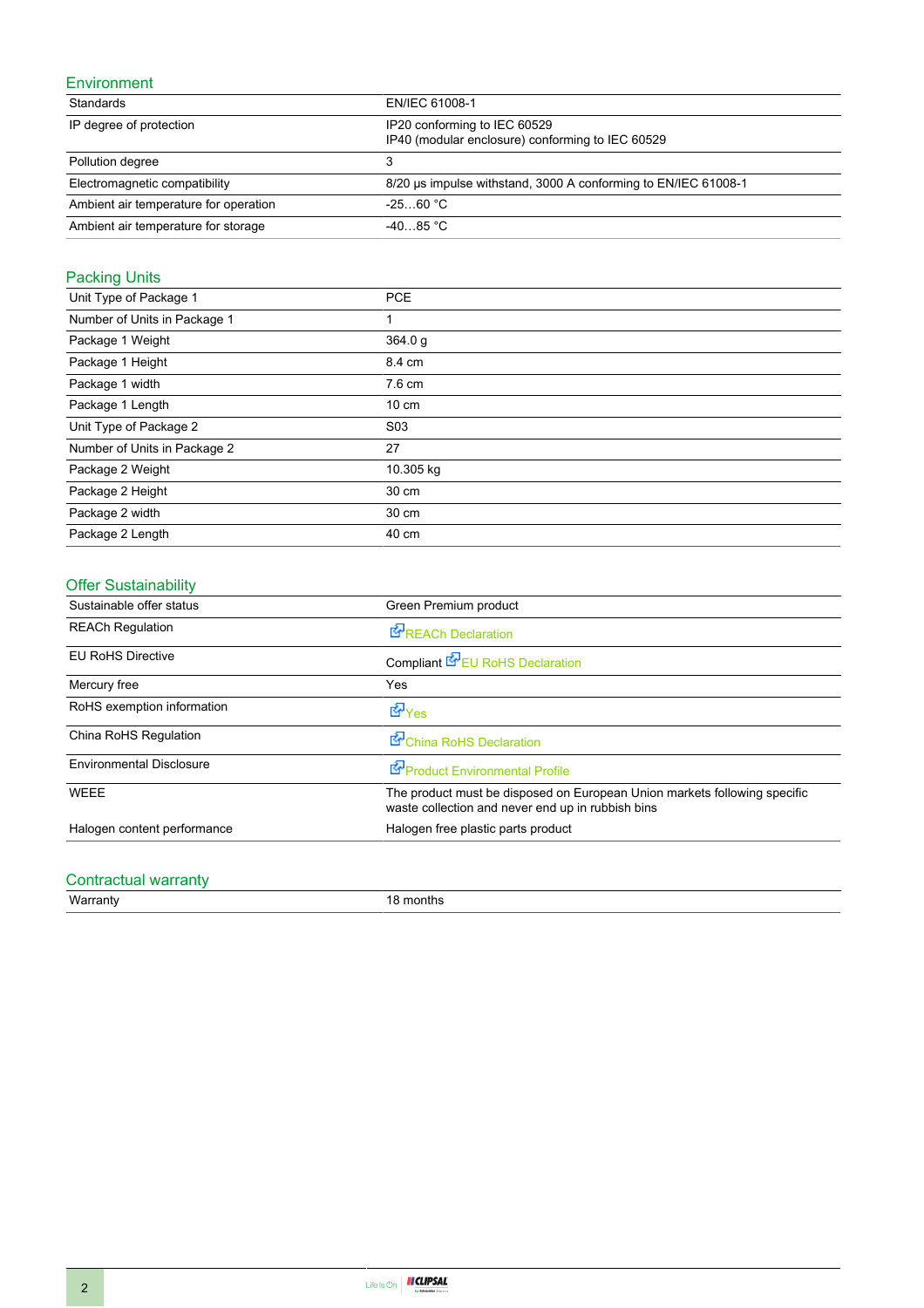## Environment

| | |
|---|---|
| Standards | EN/IEC 61008-1 |
| IP degree of protection | IP20 conforming to IEC 60529<br>IP40 (modular enclosure) conforming to IEC 60529 |
| Pollution degree | 3 |
| Electromagnetic compatibility | 8/20 µs impulse withstand, 3000 A conforming to EN/IEC 61008-1 |
| Ambient air temperature for operation | -25…60 °C |
| Ambient air temperature for storage | -40…85 °C |

## Packing Units

| | |
|---|---|
| Unit Type of Package 1 | PCE |
| Number of Units in Package 1 | 1 |
| Package 1 Weight | 364.0 g |
| Package 1 Height | 8.4 cm |
| Package 1 width | 7.6 cm |
| Package 1 Length | 10 cm |
| Unit Type of Package 2 | S03 |
| Number of Units in Package 2 | 27 |
| Package 2 Weight | 10.305 kg |
| Package 2 Height | 30 cm |
| Package 2 width | 30 cm |
| Package 2 Length | 40 cm |

## Offer Sustainability

| | |
|---|---|
| Sustainable offer status | Green Premium product |
| REACh Regulation | REACh Declaration |
| EU RoHS Directive | Compliant EU RoHS Declaration |
| Mercury free | Yes |
| RoHS exemption information | Yes |
| China RoHS Regulation | China RoHS Declaration |
| Environmental Disclosure | Product Environmental Profile |
| WEEE | The product must be disposed on European Union markets following specific waste collection and never end up in rubbish bins |
| Halogen content performance | Halogen free plastic parts product |

## Contractual warranty

| | |
|---|---|
| Warranty | 18 months |